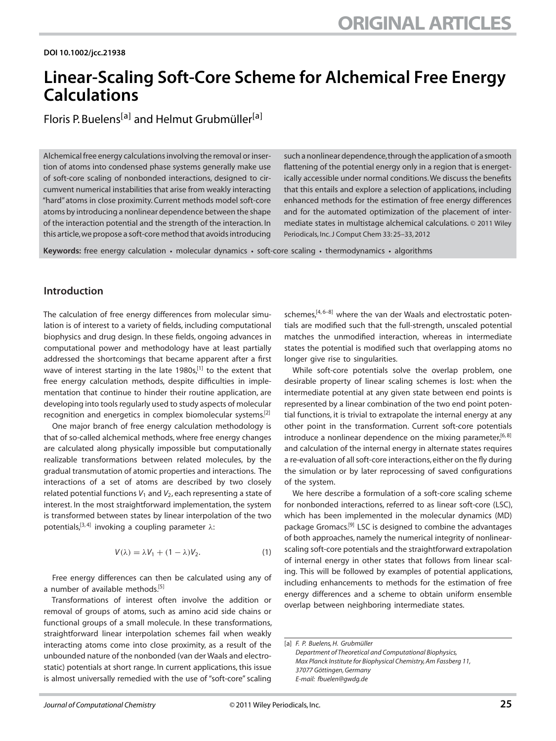DOI 10.1002/jcc.21938

# Linear-Scaling Soft-Core Scheme for Alchemical Free Energy Calculations

Floris P. Buelens[a] and Helmut Grubmüller[a]

Alchemical free energy calculations involving the removal or insertion of atoms into condensed phase systems generally make use of soft-core scaling of nonbonded interactions, designed to circumvent numerical instabilities that arise from weakly interacting "hard" atoms in close proximity. Current methods model soft-core atoms by introducing a nonlinear dependence between the shape of the interaction potential and the strength of the interaction. In this article, we propose a soft-core method that avoids introducing such a nonlinear dependence, through the application of a smooth flattening of the potential energy only in a region that is energetically accessible under normal conditions. We discuss the benefits that this entails and explore a selection of applications, including enhanced methods for the estimation of free energy differences and for the automated optimization of the placement of intermediate states in multistage alchemical calculations. © 2011 Wiley Periodicals, Inc. J Comput Chem 33: 25–33, 2012

**Keywords:** free energy calculation • molecular dynamics • soft-core scaling • thermodynamics • algorithms

## Introduction

The calculation of free energy differences from molecular simulation is of interest to a variety of fields, including computational biophysics and drug design. In these fields, ongoing advances in computational power and methodology have at least partially addressed the shortcomings that became apparent after a first wave of interest starting in the late 1980s,[1] to the extent that free energy calculation methods, despite difficulties in implementation that continue to hinder their routine application, are developing into tools regularly used to study aspects of molecular recognition and energetics in complex biomolecular systems.[2]

One major branch of free energy calculation methodology is that of so-called alchemical methods, where free energy changes are calculated along physically impossible but computationally realizable transformations between related molecules, by the gradual transmutation of atomic properties and interactions. The interactions of a set of atoms are described by two closely related potential functions $V_1$ and $V_2$, each representing a state of interest. In the most straightforward implementation, the system is transformed between states by linear interpolation of the two potentials,[3,4] invoking a coupling parameter $\lambda$:

$$V(\lambda) = \lambda V_1 + (1 - \lambda)V_2. \tag{1}$$

Free energy differences can then be calculated using any of a number of available methods.[5]

Transformations of interest often involve the addition or removal of groups of atoms, such as amino acid side chains or functional groups of a small molecule. In these transformations, straightforward linear interpolation schemes fail when weakly interacting atoms come into close proximity, as a result of the unbounded nature of the nonbonded (van der Waals and electrostatic) potentials at short range. In current applications, this issue is almost universally remedied with the use of "soft-core" scaling schemes,[4,6–8] where the van der Waals and electrostatic potentials are modified such that the full-strength, unscaled potential matches the unmodified interaction, whereas in intermediate states the potential is modified such that overlapping atoms no longer give rise to singularities.

While soft-core potentials solve the overlap problem, one desirable property of linear scaling schemes is lost: when the intermediate potential at any given state between end points is represented by a linear combination of the two end point potential functions, it is trivial to extrapolate the internal energy at any other point in the transformation. Current soft-core potentials introduce a nonlinear dependence on the mixing parameter,[6,8] and calculation of the internal energy in alternate states requires a re-evaluation of all soft-core interactions, either on the fly during the simulation or by later reprocessing of saved configurations of the system.

We here describe a formulation of a soft-core scaling scheme for nonbonded interactions, referred to as linear soft-core (LSC), which has been implemented in the molecular dynamics (MD) package Gromacs.[9] LSC is designed to combine the advantages of both approaches, namely the numerical integrity of nonlinear-scaling soft-core potentials and the straightforward extrapolation of internal energy in other states that follows from linear scaling. This will be followed by examples of potential applications, including enhancements to methods for the estimation of free energy differences and a scheme to obtain uniform ensemble overlap between neighboring intermediate states.

[a] F. P. Buelens, H. Grubmüller
Department of Theoretical and Computational Biophysics, Max Planck Institute for Biophysical Chemistry, Am Fassberg 11, 37077 Göttingen, Germany
E-mail: fbuelen@gwdg.de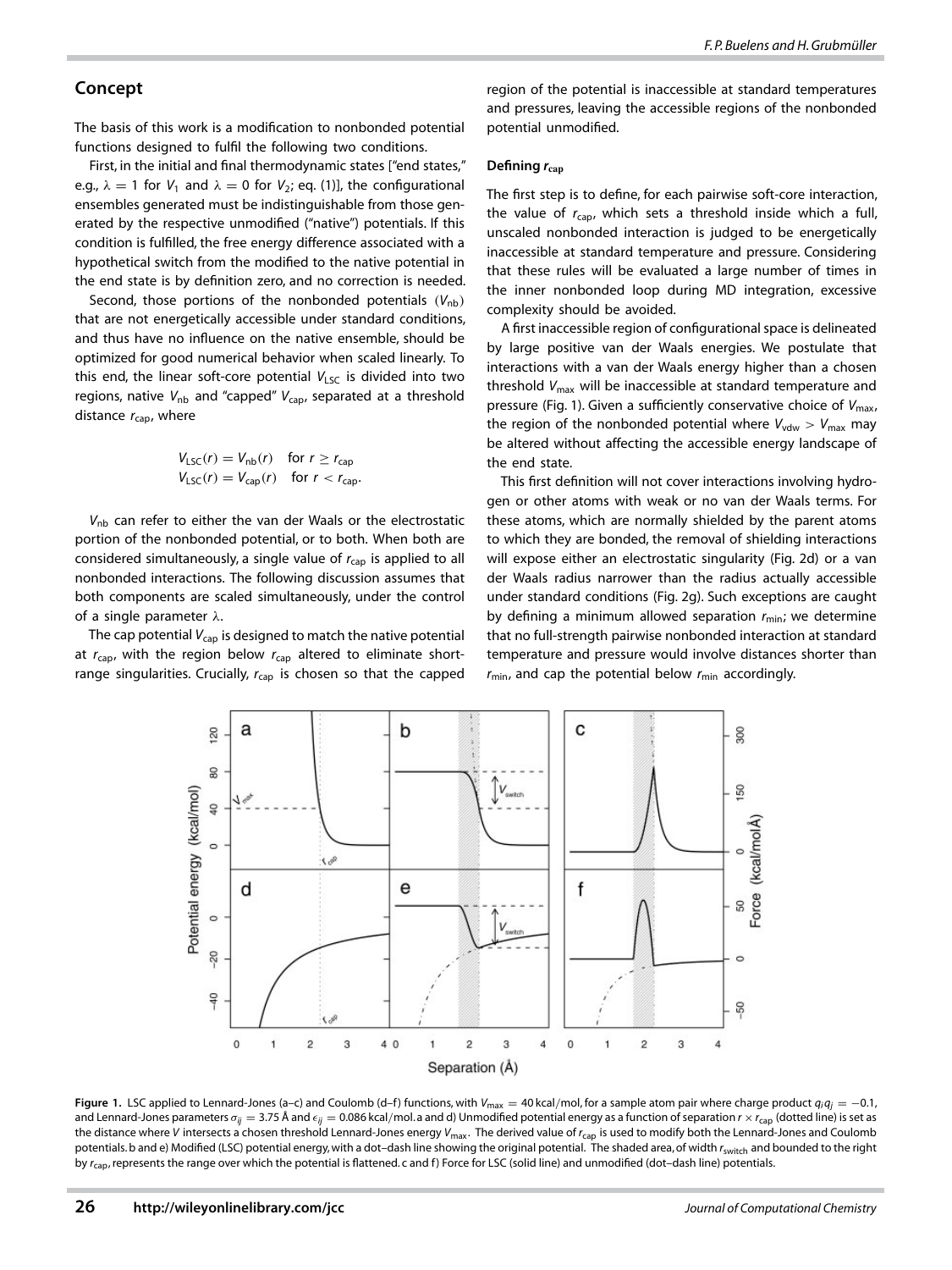## Concept

The basis of this work is a modification to nonbonded potential functions designed to fulfil the following two conditions.

First, in the initial and final thermodynamic states ["end states," e.g., $\lambda = 1$ for $V_1$ and $\lambda = 0$ for $V_2$; eq. (1)], the configurational ensembles generated must be indistinguishable from those generated by the respective unmodified ("native") potentials. If this condition is fulfilled, the free energy difference associated with a hypothetical switch from the modified to the native potential in the end state is by definition zero, and no correction is needed.

Second, those portions of the nonbonded potentials ($V_{\text{nb}}$) that are not energetically accessible under standard conditions, and thus have no influence on the native ensemble, should be optimized for good numerical behavior when scaled linearly. To this end, the linear soft-core potential $V_{\text{LSC}}$ is divided into two regions, native $V_{\text{nb}}$ and "capped" $V_{\text{cap}}$, separated at a threshold distance $r_{\text{cap}}$, where

$$V_{\text{LSC}}(r) = V_{\text{nb}}(r) \quad \text{for } r \geq r_{\text{cap}}$$
$$V_{\text{LSC}}(r) = V_{\text{cap}}(r) \quad \text{for } r < r_{\text{cap}}.$$

$V_{\text{nb}}$ can refer to either the van der Waals or the electrostatic portion of the nonbonded potential, or to both. When both are considered simultaneously, a single value of $r_{\text{cap}}$ is applied to all nonbonded interactions. The following discussion assumes that both components are scaled simultaneously, under the control of a single parameter $\lambda$.

The cap potential $V_{\text{cap}}$ is designed to match the native potential at $r_{\text{cap}}$, with the region below $r_{\text{cap}}$ altered to eliminate short-range singularities. Crucially, $r_{\text{cap}}$ is chosen so that the capped region of the potential is inaccessible at standard temperatures and pressures, leaving the accessible regions of the nonbonded potential unmodified.

#### Defining $r_{\text{cap}}$

The first step is to define, for each pairwise soft-core interaction, the value of $r_{\text{cap}}$, which sets a threshold inside which a full, unscaled nonbonded interaction is judged to be energetically inaccessible at standard temperature and pressure. Considering that these rules will be evaluated a large number of times in the inner nonbonded loop during MD integration, excessive complexity should be avoided.

A first inaccessible region of configurational space is delineated by large positive van der Waals energies. We postulate that interactions with a van der Waals energy higher than a chosen threshold $V_{\text{max}}$ will be inaccessible at standard temperature and pressure (Fig. 1). Given a sufficiently conservative choice of $V_{\text{max}}$, the region of the nonbonded potential where $V_{\text{vdw}} > V_{\text{max}}$ may be altered without affecting the accessible energy landscape of the end state.

This first definition will not cover interactions involving hydrogen or other atoms with weak or no van der Waals terms. For these atoms, which are normally shielded by the parent atoms to which they are bonded, the removal of shielding interactions will expose either an electrostatic singularity (Fig. 2d) or a van der Waals radius narrower than the radius actually accessible under standard conditions (Fig. 2g). Such exceptions are caught by defining a minimum allowed separation $r_{\text{min}}$; we determine that no full-strength pairwise nonbonded interaction at standard temperature and pressure would involve distances shorter than $r_{\text{min}}$, and cap the potential below $r_{\text{min}}$ accordingly.

**Figure 1.** LSC applied to Lennard-Jones (a–c) and Coulomb (d–f) functions, with $V_{\text{max}} = 40$ kcal/mol, for a sample atom pair where charge product $q_i q_j = -0.1$, and Lennard-Jones parameters $\sigma_{ij} = 3.75$ Å and $\epsilon_{ij} = 0.086$ kcal/mol. a and d) Unmodified potential energy as a function of separation $r \times r_{\text{cap}}$ (dotted line) is set as the distance where $V$ intersects a chosen threshold Lennard-Jones energy $V_{\text{max}}$. The derived value of $r_{\text{cap}}$ is used to modify both the Lennard-Jones and Coulomb potentials. b and e) Modified (LSC) potential energy, with a dot–dash line showing the original potential. The shaded area, of width $r_{\text{switch}}$ and bounded to the right by $r_{\text{cap}}$, represents the range over which the potential is flattened. c and f) Force for LSC (solid line) and unmodified (dot–dash line) potentials.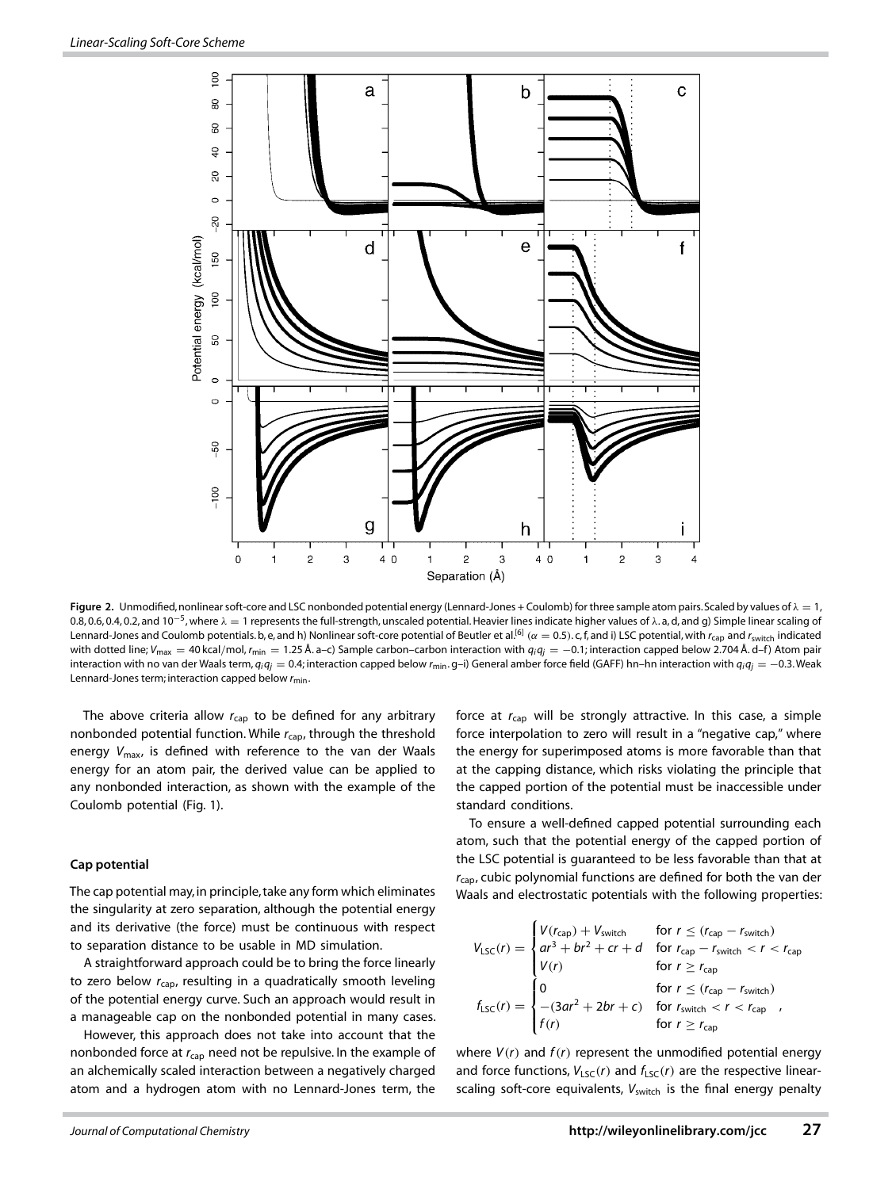**Figure 2.** Unmodified, nonlinear soft-core and LSC nonbonded potential energy (Lennard-Jones + Coulomb) for three sample atom pairs. Scaled by values of $\lambda = 1$, 0.8, 0.6, 0.4, 0.2, and $10^{-5}$, where $\lambda = 1$ represents the full-strength, unscaled potential. Heavier lines indicate higher values of $\lambda$. a, d, and g) Simple linear scaling of Lennard-Jones and Coulomb potentials. b, e, and h) Nonlinear soft-core potential of Beutler et al.[6] ($\alpha = 0.5$). c, f, and i) LSC potential, with $r_{\text{cap}}$ and $r_{\text{switch}}$ indicated with dotted line; $V_{\text{max}} = 40$ kcal/mol, $r_{\text{min}} = 1.25$ Å. a–c) Sample carbon–carbon interaction with $q_i q_j = -0.1$; interaction capped below 2.704 Å. d–f) Atom pair interaction with no van der Waals term, $q_i q_j = 0.4$; interaction capped below $r_{\text{min}}$. g–i) General amber force field (GAFF) hn–hn interaction with $q_i q_j = -0.3$. Weak Lennard-Jones term; interaction capped below $r_{\text{min}}$.

The above criteria allow $r_{\text{cap}}$ to be defined for any arbitrary nonbonded potential function. While $r_{\text{cap}}$, through the threshold energy $V_{\text{max}}$, is defined with reference to the van der Waals energy for an atom pair, the derived value can be applied to any nonbonded interaction, as shown with the example of the Coulomb potential (Fig. 1).

### Cap potential

The cap potential may, in principle, take any form which eliminates the singularity at zero separation, although the potential energy and its derivative (the force) must be continuous with respect to separation distance to be usable in MD simulation.

A straightforward approach could be to bring the force linearly to zero below $r_{\text{cap}}$, resulting in a quadratically smooth leveling of the potential energy curve. Such an approach would result in a manageable cap on the nonbonded potential in many cases.

However, this approach does not take into account that the nonbonded force at $r_{\text{cap}}$ need not be repulsive. In the example of an alchemically scaled interaction between a negatively charged atom and a hydrogen atom with no Lennard-Jones term, the force at $r_{\text{cap}}$ will be strongly attractive. In this case, a simple force interpolation to zero will result in a "negative cap," where the energy for superimposed atoms is more favorable than that at the capping distance, which risks violating the principle that the capped portion of the potential must be inaccessible under standard conditions.

To ensure a well-defined capped potential surrounding each atom, such that the potential energy of the capped portion of the LSC potential is guaranteed to be less favorable than that at $r_{\text{cap}}$, cubic polynomial functions are defined for both the van der Waals and electrostatic potentials with the following properties:

$$V_{\text{LSC}}(r) = \begin{cases} V(r_{\text{cap}}) + V_{\text{switch}} & \text{for } r \leq (r_{\text{cap}} - r_{\text{switch}}) \\ ar^3 + br^2 + cr + d & \text{for } r_{\text{cap}} - r_{\text{switch}} < r < r_{\text{cap}} \\ V(r) & \text{for } r \geq r_{\text{cap}} \end{cases}$$

$$f_{\text{LSC}}(r) = \begin{cases} 0 & \text{for } r \leq (r_{\text{cap}} - r_{\text{switch}}) \\ -(3ar^2 + 2br + c) & \text{for } r_{\text{switch}} < r < r_{\text{cap}} \\ f(r) & \text{for } r \geq r_{\text{cap}} \end{cases},$$

where $V(r)$ and $f(r)$ represent the unmodified potential energy and force functions, $V_{\text{LSC}}(r)$ and $f_{\text{LSC}}(r)$ are the respective linear-scaling soft-core equivalents, $V_{\text{switch}}$ is the final energy penalty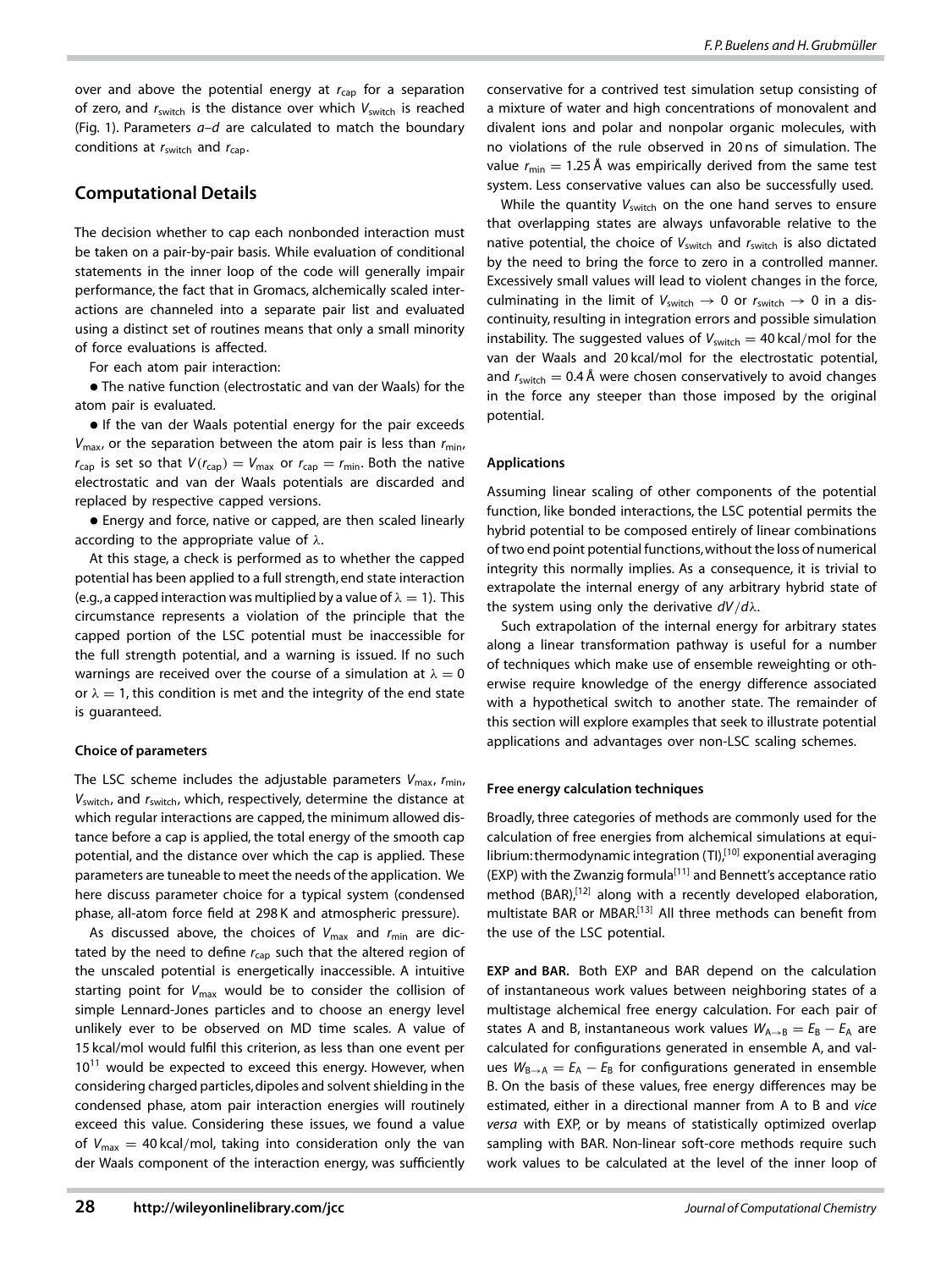over and above the potential energy at $r_{cap}$ for a separation of zero, and $r_{switch}$ is the distance over which $V_{switch}$ is reached (Fig. 1). Parameters $a$–$d$ are calculated to match the boundary conditions at $r_{switch}$ and $r_{cap}$.

## Computational Details

The decision whether to cap each nonbonded interaction must be taken on a pair-by-pair basis. While evaluation of conditional statements in the inner loop of the code will generally impair performance, the fact that in Gromacs, alchemically scaled interactions are channeled into a separate pair list and evaluated using a distinct set of routines means that only a small minority of force evaluations is affected.

For each atom pair interaction:

- The native function (electrostatic and van der Waals) for the atom pair is evaluated.
- If the van der Waals potential energy for the pair exceeds $V_{max}$, or the separation between the atom pair is less than $r_{min}$, $r_{cap}$ is set so that $V(r_{cap}) = V_{max}$ or $r_{cap} = r_{min}$. Both the native electrostatic and van der Waals potentials are discarded and replaced by respective capped versions.
- Energy and force, native or capped, are then scaled linearly according to the appropriate value of $\lambda$.

At this stage, a check is performed as to whether the capped potential has been applied to a full strength, end state interaction (e.g., a capped interaction was multiplied by a value of $\lambda = 1$). This circumstance represents a violation of the principle that the capped portion of the LSC potential must be inaccessible for the full strength potential, and a warning is issued. If no such warnings are received over the course of a simulation at $\lambda = 0$ or $\lambda = 1$, this condition is met and the integrity of the end state is guaranteed.

### Choice of parameters

The LSC scheme includes the adjustable parameters $V_{max}$, $r_{min}$, $V_{switch}$, and $r_{switch}$, which, respectively, determine the distance at which regular interactions are capped, the minimum allowed distance before a cap is applied, the total energy of the smooth cap potential, and the distance over which the cap is applied. These parameters are tuneable to meet the needs of the application. We here discuss parameter choice for a typical system (condensed phase, all-atom force field at 298 K and atmospheric pressure).

As discussed above, the choices of $V_{max}$ and $r_{min}$ are dictated by the need to define $r_{cap}$ such that the altered region of the unscaled potential is energetically inaccessible. A intuitive starting point for $V_{max}$ would be to consider the collision of simple Lennard-Jones particles and to choose an energy level unlikely ever to be observed on MD time scales. A value of 15 kcal/mol would fulfil this criterion, as less than one event per $10^{11}$ would be expected to exceed this energy. However, when considering charged particles, dipoles and solvent shielding in the condensed phase, atom pair interaction energies will routinely exceed this value. Considering these issues, we found a value of $V_{max} = 40$ kcal/mol, taking into consideration only the van der Waals component of the interaction energy, was sufficiently conservative for a contrived test simulation setup consisting of a mixture of water and high concentrations of monovalent and divalent ions and polar and nonpolar organic molecules, with no violations of the rule observed in 20 ns of simulation. The value $r_{min} = 1.25$ Å was empirically derived from the same test system. Less conservative values can also be successfully used.

While the quantity $V_{switch}$ on the one hand serves to ensure that overlapping states are always unfavorable relative to the native potential, the choice of $V_{switch}$ and $r_{switch}$ is also dictated by the need to bring the force to zero in a controlled manner. Excessively small values will lead to violent changes in the force, culminating in the limit of $V_{switch} \rightarrow 0$ or $r_{switch} \rightarrow 0$ in a discontinuity, resulting in integration errors and possible simulation instability. The suggested values of $V_{switch} = 40$ kcal/mol for the van der Waals and 20 kcal/mol for the electrostatic potential, and $r_{switch} = 0.4$ Å were chosen conservatively to avoid changes in the force any steeper than those imposed by the original potential.

### Applications

Assuming linear scaling of other components of the potential function, like bonded interactions, the LSC potential permits the hybrid potential to be composed entirely of linear combinations of two end point potential functions, without the loss of numerical integrity this normally implies. As a consequence, it is trivial to extrapolate the internal energy of any arbitrary hybrid state of the system using only the derivative $dV/d\lambda$.

Such extrapolation of the internal energy for arbitrary states along a linear transformation pathway is useful for a number of techniques which make use of ensemble reweighting or otherwise require knowledge of the energy difference associated with a hypothetical switch to another state. The remainder of this section will explore examples that seek to illustrate potential applications and advantages over non-LSC scaling schemes.

### Free energy calculation techniques

Broadly, three categories of methods are commonly used for the calculation of free energies from alchemical simulations at equilibrium: thermodynamic integration (TI),[10] exponential averaging (EXP) with the Zwanzig formula[11] and Bennett's acceptance ratio method (BAR),[12] along with a recently developed elaboration, multistate BAR or MBAR.[13] All three methods can benefit from the use of the LSC potential.

**EXP and BAR.** Both EXP and BAR depend on the calculation of instantaneous work values between neighboring states of a multistage alchemical free energy calculation. For each pair of states A and B, instantaneous work values $W_{A\rightarrow B} = E_B - E_A$ are calculated for configurations generated in ensemble A, and values $W_{B\rightarrow A} = E_A - E_B$ for configurations generated in ensemble B. On the basis of these values, free energy differences may be estimated, either in a directional manner from A to B and *vice versa* with EXP, or by means of statistically optimized overlap sampling with BAR. Non-linear soft-core methods require such work values to be calculated at the level of the inner loop of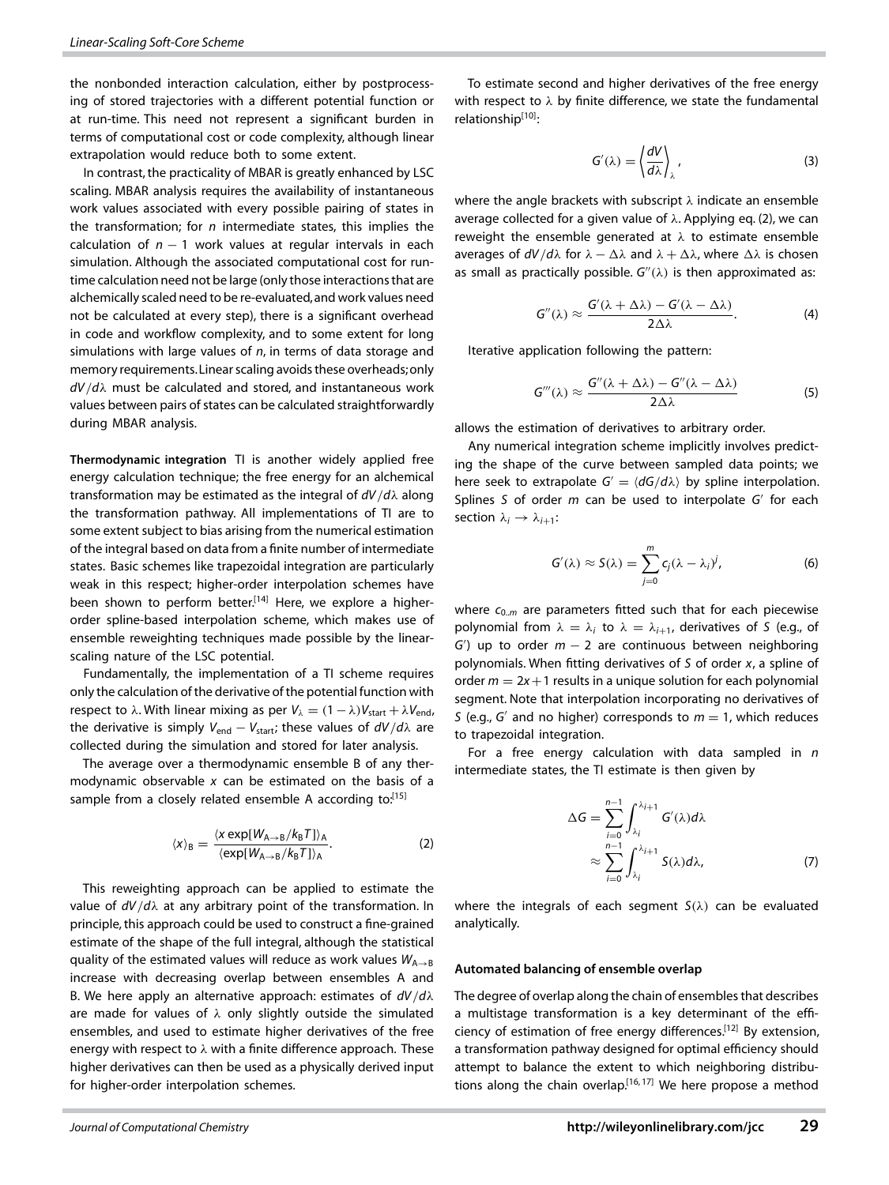the nonbonded interaction calculation, either by postprocessing of stored trajectories with a different potential function or at run-time. This need not represent a significant burden in terms of computational cost or code complexity, although linear extrapolation would reduce both to some extent.

In contrast, the practicality of MBAR is greatly enhanced by LSC scaling. MBAR analysis requires the availability of instantaneous work values associated with every possible pairing of states in the transformation; for $n$ intermediate states, this implies the calculation of $n - 1$ work values at regular intervals in each simulation. Although the associated computational cost for run-time calculation need not be large (only those interactions that are alchemically scaled need to be re-evaluated, and work values need not be calculated at every step), there is a significant overhead in code and workflow complexity, and to some extent for long simulations with large values of $n$, in terms of data storage and memory requirements. Linear scaling avoids these overheads; only $dV/d\lambda$ must be calculated and stored, and instantaneous work values between pairs of states can be calculated straightforwardly during MBAR analysis.

**Thermodynamic integration** TI is another widely applied free energy calculation technique; the free energy for an alchemical transformation may be estimated as the integral of $dV/d\lambda$ along the transformation pathway. All implementations of TI are to some extent subject to bias arising from the numerical estimation of the integral based on data from a finite number of intermediate states. Basic schemes like trapezoidal integration are particularly weak in this respect; higher-order interpolation schemes have been shown to perform better.[14] Here, we explore a higher-order spline-based interpolation scheme, which makes use of ensemble reweighting techniques made possible by the linear-scaling nature of the LSC potential.

Fundamentally, the implementation of a TI scheme requires only the calculation of the derivative of the potential function with respect to $\lambda$. With linear mixing as per $V_\lambda = (1 - \lambda)V_{\text{start}} + \lambda V_{\text{end}}$, the derivative is simply $V_{\text{end}} - V_{\text{start}}$; these values of $dV/d\lambda$ are collected during the simulation and stored for later analysis.

The average over a thermodynamic ensemble B of any thermodynamic observable $x$ can be estimated on the basis of a sample from a closely related ensemble A according to:[15]

$$\langle x \rangle_{\text{B}} = \frac{\langle x \exp[W_{\text{A}\rightarrow\text{B}}/k_{\text{B}}T] \rangle_{\text{A}}}{\langle \exp[W_{\text{A}\rightarrow\text{B}}/k_{\text{B}}T] \rangle_{\text{A}}}. \tag{2}$$

This reweighting approach can be applied to estimate the value of $dV/d\lambda$ at any arbitrary point of the transformation. In principle, this approach could be used to construct a fine-grained estimate of the shape of the full integral, although the statistical quality of the estimated values will reduce as work values $W_{\text{A}\rightarrow\text{B}}$ increase with decreasing overlap between ensembles A and B. We here apply an alternative approach: estimates of $dV/d\lambda$ are made for values of $\lambda$ only slightly outside the simulated ensembles, and used to estimate higher derivatives of the free energy with respect to $\lambda$ with a finite difference approach. These higher derivatives can then be used as a physically derived input for higher-order interpolation schemes.

To estimate second and higher derivatives of the free energy with respect to $\lambda$ by finite difference, we state the fundamental relationship[10]:

$$G'(\lambda) = \left\langle \frac{dV}{d\lambda} \right\rangle_\lambda, \tag{3}$$

where the angle brackets with subscript $\lambda$ indicate an ensemble average collected for a given value of $\lambda$. Applying eq. (2), we can reweight the ensemble generated at $\lambda$ to estimate ensemble averages of $dV/d\lambda$ for $\lambda - \Delta\lambda$ and $\lambda + \Delta\lambda$, where $\Delta\lambda$ is chosen as small as practically possible. $G''(\lambda)$ is then approximated as:

$$G''(\lambda) \approx \frac{G'(\lambda + \Delta\lambda) - G'(\lambda - \Delta\lambda)}{2\Delta\lambda}. \tag{4}$$

Iterative application following the pattern:

$$G'''(\lambda) \approx \frac{G''(\lambda + \Delta\lambda) - G''(\lambda - \Delta\lambda)}{2\Delta\lambda} \tag{5}$$

allows the estimation of derivatives to arbitrary order.

Any numerical integration scheme implicitly involves predicting the shape of the curve between sampled data points; we here seek to extrapolate $G' = \langle dG/d\lambda \rangle$ by spline interpolation. Splines $S$ of order $m$ can be used to interpolate $G'$ for each section $\lambda_i \rightarrow \lambda_{i+1}$:

$$G'(\lambda) \approx S(\lambda) = \sum_{j=0}^{m} c_j (\lambda - \lambda_i)^j, \tag{6}$$

where $c_{0..m}$ are parameters fitted such that for each piecewise polynomial from $\lambda = \lambda_i$ to $\lambda = \lambda_{i+1}$, derivatives of $S$ (e.g., of $G'$) up to order $m - 2$ are continuous between neighboring polynomials. When fitting derivatives of $S$ of order $x$, a spline of order $m = 2x+1$ results in a unique solution for each polynomial segment. Note that interpolation incorporating no derivatives of $S$ (e.g., $G'$ and no higher) corresponds to $m = 1$, which reduces to trapezoidal integration.

For a free energy calculation with data sampled in $n$ intermediate states, the TI estimate is then given by

$$\begin{aligned}\Delta G &= \sum_{i=0}^{n-1} \int_{\lambda_i}^{\lambda_{i+1}} G'(\lambda) d\lambda \\ &\approx \sum_{i=0}^{n-1} \int_{\lambda_i}^{\lambda_{i+1}} S(\lambda) d\lambda,\end{aligned} \tag{7}$$

where the integrals of each segment $S(\lambda)$ can be evaluated analytically.

#### Automated balancing of ensemble overlap

The degree of overlap along the chain of ensembles that describes a multistage transformation is a key determinant of the efficiency of estimation of free energy differences.[12] By extension, a transformation pathway designed for optimal efficiency should attempt to balance the extent to which neighboring distributions along the chain overlap.[16,17] We here propose a method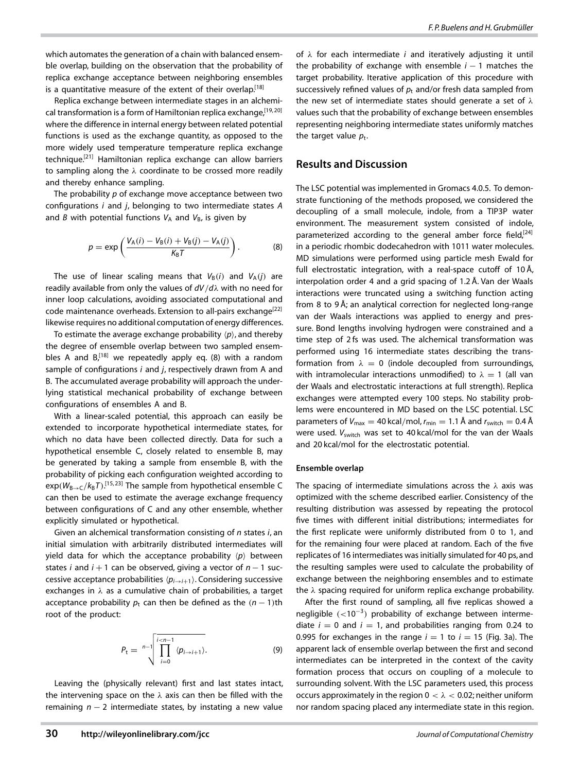which automates the generation of a chain with balanced ensemble overlap, building on the observation that the probability of replica exchange acceptance between neighboring ensembles is a quantitative measure of the extent of their overlap.[18]

Replica exchange between intermediate stages in an alchemical transformation is a form of Hamiltonian replica exchange,[19,20] where the difference in internal energy between related potential functions is used as the exchange quantity, as opposed to the more widely used temperature temperature replica exchange technique.[21] Hamiltonian replica exchange can allow barriers to sampling along the $\lambda$ coordinate to be crossed more readily and thereby enhance sampling.

The probability $p$ of exchange move acceptance between two configurations $i$ and $j$, belonging to two intermediate states $A$ and $B$ with potential functions $V_A$ and $V_B$, is given by

$$p = \exp\left(\frac{V_A(i) - V_B(i) + V_B(j) - V_A(j)}{K_B T}\right). \tag{8}$$

The use of linear scaling means that $V_B(i)$ and $V_A(j)$ are readily available from only the values of $dV/d\lambda$ with no need for inner loop calculations, avoiding associated computational and code maintenance overheads. Extension to all-pairs exchange[22] likewise requires no additional computation of energy differences.

To estimate the average exchange probability $\langle p \rangle$, and thereby the degree of ensemble overlap between two sampled ensembles A and B,[18] we repeatedly apply eq. (8) with a random sample of configurations $i$ and $j$, respectively drawn from A and B. The accumulated average probability will approach the underlying statistical mechanical probability of exchange between configurations of ensembles A and B.

With a linear-scaled potential, this approach can easily be extended to incorporate hypothetical intermediate states, for which no data have been collected directly. Data for such a hypothetical ensemble C, closely related to ensemble B, may be generated by taking a sample from ensemble B, with the probability of picking each configuration weighted according to $\exp(W_{B\to C}/k_B T)$.[15,23] The sample from hypothetical ensemble C can then be used to estimate the average exchange frequency between configurations of C and any other ensemble, whether explicitly simulated or hypothetical.

Given an alchemical transformation consisting of $n$ states $i$, an initial simulation with arbitrarily distributed intermediates will yield data for which the acceptance probability $\langle p \rangle$ between states $i$ and $i+1$ can be observed, giving a vector of $n-1$ successive acceptance probabilities $\langle p_{i\to i+1} \rangle$. Considering successive exchanges in $\lambda$ as a cumulative chain of probabilities, a target acceptance probability $p_t$ can then be defined as the $(n-1)$th root of the product:

$$P_t = \sqrt[n-1]{\prod_{i=0}^{i<n-1} \langle p_{i\to i+1} \rangle}. \tag{9}$$

Leaving the (physically relevant) first and last states intact, the intervening space on the $\lambda$ axis can then be filled with the remaining $n-2$ intermediate states, by instating a new value of $\lambda$ for each intermediate $i$ and iteratively adjusting it until the probability of exchange with ensemble $i-1$ matches the target probability. Iterative application of this procedure with successively refined values of $p_t$ and/or fresh data sampled from the new set of intermediate states should generate a set of $\lambda$ values such that the probability of exchange between ensembles representing neighboring intermediate states uniformly matches the target value $p_t$.

## Results and Discussion

The LSC potential was implemented in Gromacs 4.0.5. To demonstrate functioning of the methods proposed, we considered the decoupling of a small molecule, indole, from a TIP3P water environment. The measurement system consisted of indole, parameterized according to the general amber force field,[24] in a periodic rhombic dodecahedron with 1011 water molecules. MD simulations were performed using particle mesh Ewald for full electrostatic integration, with a real-space cutoff of 10 Å, interpolation order 4 and a grid spacing of 1.2 Å. Van der Waals interactions were truncated using a switching function acting from 8 to 9 Å; an analytical correction for neglected long-range van der Waals interactions was applied to energy and pressure. Bond lengths involving hydrogen were constrained and a time step of 2 fs was used. The alchemical transformation was performed using 16 intermediate states describing the transformation from $\lambda = 0$ (indole decoupled from surroundings, with intramolecular interactions unmodified) to $\lambda = 1$ (all van der Waals and electrostatic interactions at full strength). Replica exchanges were attempted every 100 steps. No stability problems were encountered in MD based on the LSC potential. LSC parameters of $V_{max} = 40$ kcal/mol, $r_{min} = 1.1$ Å and $r_{switch} = 0.4$ Å were used. $V_{switch}$ was set to 40 kcal/mol for the van der Waals and 20 kcal/mol for the electrostatic potential.

#### Ensemble overlap

The spacing of intermediate simulations across the $\lambda$ axis was optimized with the scheme described earlier. Consistency of the resulting distribution was assessed by repeating the protocol five times with different initial distributions; intermediates for the first replicate were uniformly distributed from 0 to 1, and for the remaining four were placed at random. Each of the five replicates of 16 intermediates was initially simulated for 40 ps, and the resulting samples were used to calculate the probability of exchange between the neighboring ensembles and to estimate the $\lambda$ spacing required for uniform replica exchange probability.

After the first round of sampling, all five replicas showed a negligible ($<10^{-3}$) probability of exchange between intermediate $i = 0$ and $i = 1$, and probabilities ranging from 0.24 to 0.995 for exchanges in the range $i = 1$ to $i = 15$ (Fig. 3a). The apparent lack of ensemble overlap between the first and second intermediates can be interpreted in the context of the cavity formation process that occurs on coupling of a molecule to surrounding solvent. With the LSC parameters used, this process occurs approximately in the region $0 < \lambda < 0.02$; neither uniform nor random spacing placed any intermediate state in this region.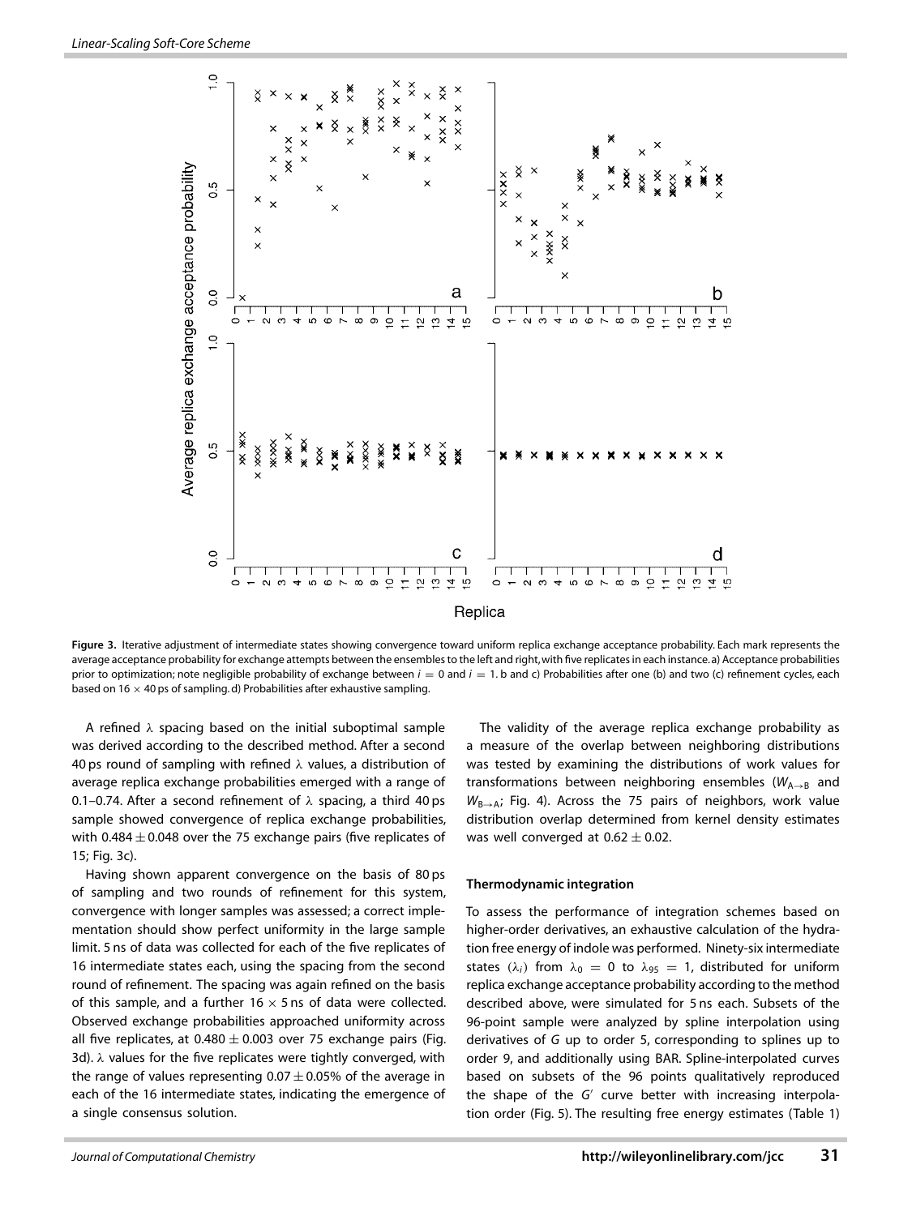**Figure 3.** Iterative adjustment of intermediate states showing convergence toward uniform replica exchange acceptance probability. Each mark represents the average acceptance probability for exchange attempts between the ensembles to the left and right, with five replicates in each instance. a) Acceptance probabilities prior to optimization; note negligible probability of exchange between $i = 0$ and $i = 1$. b and c) Probabilities after one (b) and two (c) refinement cycles, each based on $16 \times 40$ ps of sampling. d) Probabilities after exhaustive sampling.

A refined $\lambda$ spacing based on the initial suboptimal sample was derived according to the described method. After a second 40 ps round of sampling with refined $\lambda$ values, a distribution of average replica exchange probabilities emerged with a range of 0.1–0.74. After a second refinement of $\lambda$ spacing, a third 40 ps sample showed convergence of replica exchange probabilities, with $0.484 \pm 0.048$ over the 75 exchange pairs (five replicates of 15; Fig. 3c).

Having shown apparent convergence on the basis of 80 ps of sampling and two rounds of refinement for this system, convergence with longer samples was assessed; a correct implementation should show perfect uniformity in the large sample limit. 5 ns of data was collected for each of the five replicates of 16 intermediate states each, using the spacing from the second round of refinement. The spacing was again refined on the basis of this sample, and a further $16 \times 5$ ns of data were collected. Observed exchange probabilities approached uniformity across all five replicates, at $0.480 \pm 0.003$ over 75 exchange pairs (Fig. 3d). $\lambda$ values for the five replicates were tightly converged, with the range of values representing $0.07 \pm 0.05\%$ of the average in each of the 16 intermediate states, indicating the emergence of a single consensus solution.

The validity of the average replica exchange probability as a measure of the overlap between neighboring distributions was tested by examining the distributions of work values for transformations between neighboring ensembles ($W_{A\rightarrow B}$ and $W_{B\rightarrow A}$; Fig. 4). Across the 75 pairs of neighbors, work value distribution overlap determined from kernel density estimates was well converged at $0.62 \pm 0.02$.

### Thermodynamic integration

To assess the performance of integration schemes based on higher-order derivatives, an exhaustive calculation of the hydration free energy of indole was performed. Ninety-six intermediate states ($\lambda_i$) from $\lambda_0 = 0$ to $\lambda_{95} = 1$, distributed for uniform replica exchange acceptance probability according to the method described above, were simulated for 5 ns each. Subsets of the 96-point sample were analyzed by spline interpolation using derivatives of $G$ up to order 5, corresponding to splines up to order 9, and additionally using BAR. Spline-interpolated curves based on subsets of the 96 points qualitatively reproduced the shape of the $G'$ curve better with increasing interpolation order (Fig. 5). The resulting free energy estimates (Table 1)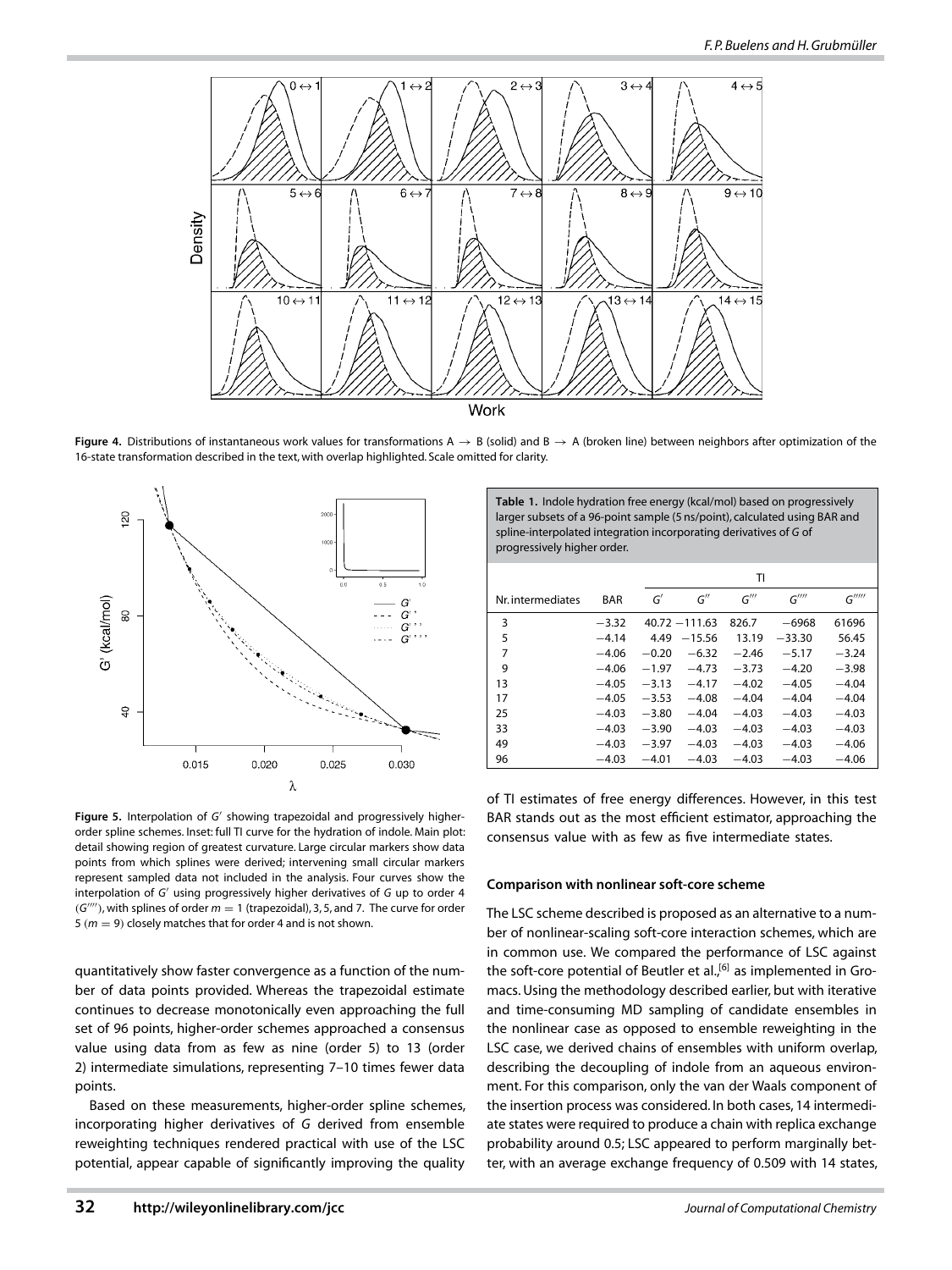**Figure 4.** Distributions of instantaneous work values for transformations A → B (solid) and B → A (broken line) between neighbors after optimization of the 16-state transformation described in the text, with overlap highlighted. Scale omitted for clarity.

**Figure 5.** Interpolation of $G'$ showing trapezoidal and progressively higher-order spline schemes. Inset: full TI curve for the hydration of indole. Main plot: detail showing region of greatest curvature. Large circular markers show data points from which splines were derived; intervening small circular markers represent sampled data not included in the analysis. Four curves show the interpolation of $G'$ using progressively higher derivatives of $G$ up to order 4 ($G''''$), with splines of order $m = 1$ (trapezoidal), 3, 5, and 7. The curve for order 5 ($m = 9$) closely matches that for order 4 and is not shown.

**Table 1.** Indole hydration free energy (kcal/mol) based on progressively larger subsets of a 96-point sample (5 ns/point), calculated using BAR and spline-interpolated integration incorporating derivatives of $G$ of progressively higher order.

| | | TI | | | | |
|---|---|---|---|---|---|---|
| Nr. intermediates | BAR | $G'$ | $G''$ | $G'''$ | $G''''$ | $G'''''$ |
| 3 | −3.32 | 40.72 | −111.63 | 826.7 | −6968 | 61696 |
| 5 | −4.14 | 4.49 | −15.56 | 13.19 | −33.30 | 56.45 |
| 7 | −4.06 | −0.20 | −6.32 | −2.46 | −5.17 | −3.24 |
| 9 | −4.06 | −1.97 | −4.73 | −3.73 | −4.20 | −3.98 |
| 13 | −4.05 | −3.13 | −4.17 | −4.02 | −4.05 | −4.04 |
| 17 | −4.05 | −3.53 | −4.08 | −4.04 | −4.04 | −4.04 |
| 25 | −4.03 | −3.80 | −4.04 | −4.03 | −4.03 | −4.03 |
| 33 | −4.03 | −3.90 | −4.03 | −4.03 | −4.03 | −4.03 |
| 49 | −4.03 | −3.97 | −4.03 | −4.03 | −4.03 | −4.06 |
| 96 | −4.03 | −4.01 | −4.03 | −4.03 | −4.03 | −4.06 |

quantitatively show faster convergence as a function of the number of data points provided. Whereas the trapezoidal estimate continues to decrease monotonically even approaching the full set of 96 points, higher-order schemes approached a consensus value using data from as few as nine (order 5) to 13 (order 2) intermediate simulations, representing 7–10 times fewer data points.

Based on these measurements, higher-order spline schemes, incorporating higher derivatives of $G$ derived from ensemble reweighting techniques rendered practical with use of the LSC potential, appear capable of significantly improving the quality of TI estimates of free energy differences. However, in this test BAR stands out as the most efficient estimator, approaching the consensus value with as few as five intermediate states.

### Comparison with nonlinear soft-core scheme

The LSC scheme described is proposed as an alternative to a number of nonlinear-scaling soft-core interaction schemes, which are in common use. We compared the performance of LSC against the soft-core potential of Beutler et al.,[6] as implemented in Gromacs. Using the methodology described earlier, but with iterative and time-consuming MD sampling of candidate ensembles in the nonlinear case as opposed to ensemble reweighting in the LSC case, we derived chains of ensembles with uniform overlap, describing the decoupling of indole from an aqueous environment. For this comparison, only the van der Waals component of the insertion process was considered. In both cases, 14 intermediate states were required to produce a chain with replica exchange probability around 0.5; LSC appeared to perform marginally better, with an average exchange frequency of 0.509 with 14 states,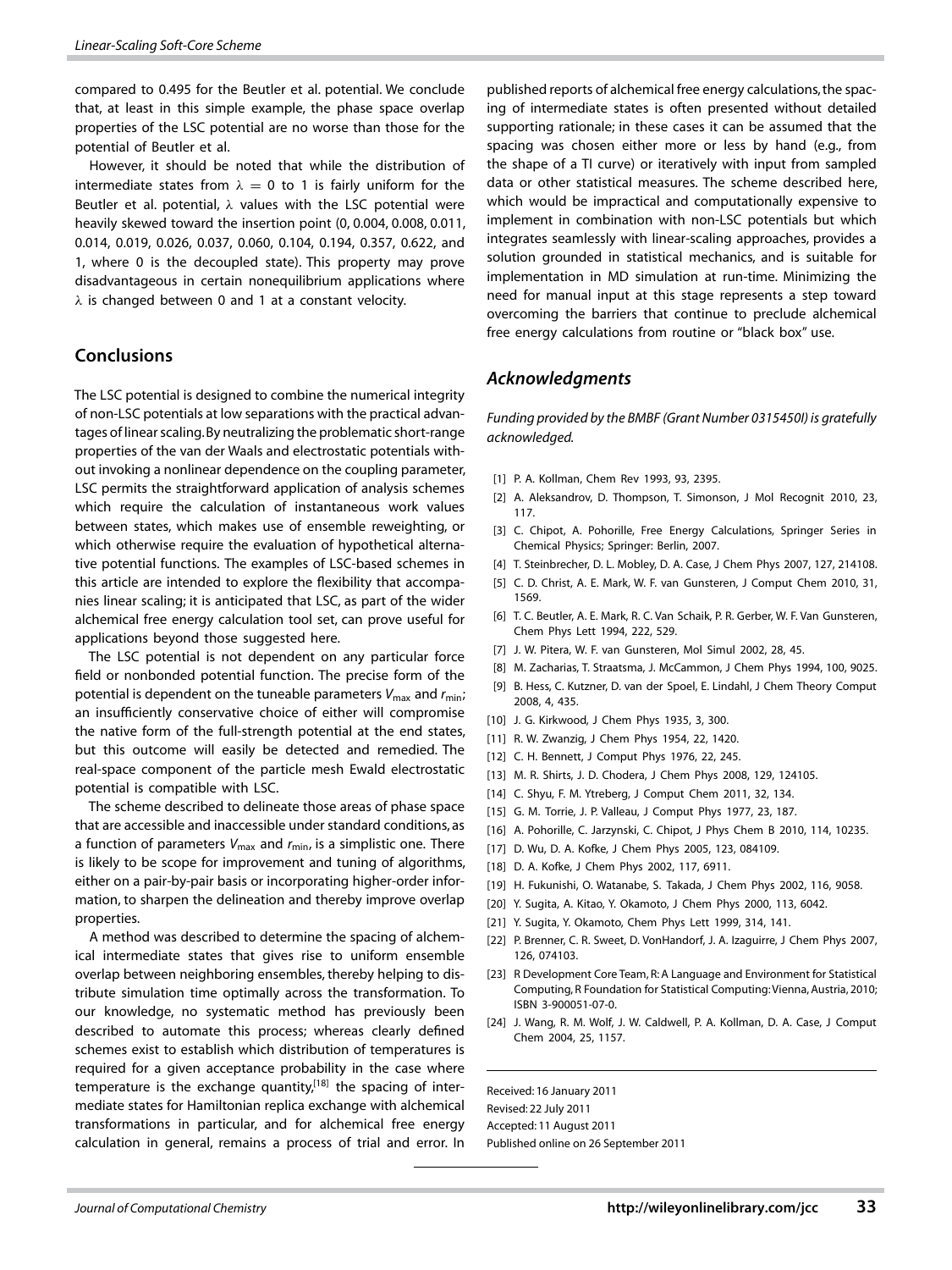compared to 0.495 for the Beutler et al. potential. We conclude that, at least in this simple example, the phase space overlap properties of the LSC potential are no worse than those for the potential of Beutler et al.

However, it should be noted that while the distribution of intermediate states from $\lambda = 0$ to 1 is fairly uniform for the Beutler et al. potential, $\lambda$ values with the LSC potential were heavily skewed toward the insertion point (0, 0.004, 0.008, 0.011, 0.014, 0.019, 0.026, 0.037, 0.060, 0.104, 0.194, 0.357, 0.622, and 1, where 0 is the decoupled state). This property may prove disadvantageous in certain nonequilibrium applications where $\lambda$ is changed between 0 and 1 at a constant velocity.

## Conclusions

The LSC potential is designed to combine the numerical integrity of non-LSC potentials at low separations with the practical advantages of linear scaling. By neutralizing the problematic short-range properties of the van der Waals and electrostatic potentials without invoking a nonlinear dependence on the coupling parameter, LSC permits the straightforward application of analysis schemes which require the calculation of instantaneous work values between states, which makes use of ensemble reweighting, or which otherwise require the evaluation of hypothetical alternative potential functions. The examples of LSC-based schemes in this article are intended to explore the flexibility that accompanies linear scaling; it is anticipated that LSC, as part of the wider alchemical free energy calculation tool set, can prove useful for applications beyond those suggested here.

The LSC potential is not dependent on any particular force field or nonbonded potential function. The precise form of the potential is dependent on the tuneable parameters $V_{max}$ and $r_{min}$; an insufficiently conservative choice of either will compromise the native form of the full-strength potential at the end states, but this outcome will easily be detected and remedied. The real-space component of the particle mesh Ewald electrostatic potential is compatible with LSC.

The scheme described to delineate those areas of phase space that are accessible and inaccessible under standard conditions, as a function of parameters $V_{max}$ and $r_{min}$, is a simplistic one. There is likely to be scope for improvement and tuning of algorithms, either on a pair-by-pair basis or incorporating higher-order information, to sharpen the delineation and thereby improve overlap properties.

A method was described to determine the spacing of alchemical intermediate states that gives rise to uniform ensemble overlap between neighboring ensembles, thereby helping to distribute simulation time optimally across the transformation. To our knowledge, no systematic method has previously been described to automate this process; whereas clearly defined schemes exist to establish which distribution of temperatures is required for a given acceptance probability in the case where temperature is the exchange quantity,[18] the spacing of intermediate states for Hamiltonian replica exchange with alchemical transformations in particular, and for alchemical free energy calculation in general, remains a process of trial and error. In published reports of alchemical free energy calculations, the spacing of intermediate states is often presented without detailed supporting rationale; in these cases it can be assumed that the spacing was chosen either more or less by hand (e.g., from the shape of a TI curve) or iteratively with input from sampled data or other statistical measures. The scheme described here, which would be impractical and computationally expensive to implement in combination with non-LSC potentials but which integrates seamlessly with linear-scaling approaches, provides a solution grounded in statistical mechanics, and is suitable for implementation in MD simulation at run-time. Minimizing the need for manual input at this stage represents a step toward overcoming the barriers that continue to preclude alchemical free energy calculations from routine or "black box" use.

## *Acknowledgments*

*Funding provided by the BMBF (Grant Number 0315450I) is gratefully acknowledged.*

[1] P. A. Kollman, Chem Rev 1993, 93, 2395.
[2] A. Aleksandrov, D. Thompson, T. Simonson, J Mol Recognit 2010, 23, 117.
[3] C. Chipot, A. Pohorille, Free Energy Calculations, Springer Series in Chemical Physics; Springer: Berlin, 2007.
[4] T. Steinbrecher, D. L. Mobley, D. A. Case, J Chem Phys 2007, 127, 214108.
[5] C. D. Christ, A. E. Mark, W. F. van Gunsteren, J Comput Chem 2010, 31, 1569.
[6] T. C. Beutler, A. E. Mark, R. C. Van Schaik, P. R. Gerber, W. F. Van Gunsteren, Chem Phys Lett 1994, 222, 529.
[7] J. W. Pitera, W. F. van Gunsteren, Mol Simul 2002, 28, 45.
[8] M. Zacharias, T. Straatsma, J. McCammon, J Chem Phys 1994, 100, 9025.
[9] B. Hess, C. Kutzner, D. van der Spoel, E. Lindahl, J Chem Theory Comput 2008, 4, 435.
[10] J. G. Kirkwood, J Chem Phys 1935, 3, 300.
[11] R. W. Zwanzig, J Chem Phys 1954, 22, 1420.
[12] C. H. Bennett, J Comput Phys 1976, 22, 245.
[13] M. R. Shirts, J. D. Chodera, J Chem Phys 2008, 129, 124105.
[14] C. Shyu, F. M. Ytreberg, J Comput Chem 2011, 32, 134.
[15] G. M. Torrie, J. P. Valleau, J Comput Phys 1977, 23, 187.
[16] A. Pohorille, C. Jarzynski, C. Chipot, J Phys Chem B 2010, 114, 10235.
[17] D. Wu, D. A. Kofke, J Chem Phys 2005, 123, 084109.
[18] D. A. Kofke, J Chem Phys 2002, 117, 6911.
[19] H. Fukunishi, O. Watanabe, S. Takada, J Chem Phys 2002, 116, 9058.
[20] Y. Sugita, A. Kitao, Y. Okamoto, J Chem Phys 2000, 113, 6042.
[21] Y. Sugita, Y. Okamoto, Chem Phys Lett 1999, 314, 141.
[22] P. Brenner, C. R. Sweet, D. VonHandorf, J. A. Izaguirre, J Chem Phys 2007, 126, 074103.
[23] R Development Core Team, R: A Language and Environment for Statistical Computing, R Foundation for Statistical Computing: Vienna, Austria, 2010; ISBN 3-900051-07-0.
[24] J. Wang, R. M. Wolf, J. W. Caldwell, P. A. Kollman, D. A. Case, J Comput Chem 2004, 25, 1157.

Received: 16 January 2011
Revised: 22 July 2011
Accepted: 11 August 2011
Published online on 26 September 2011